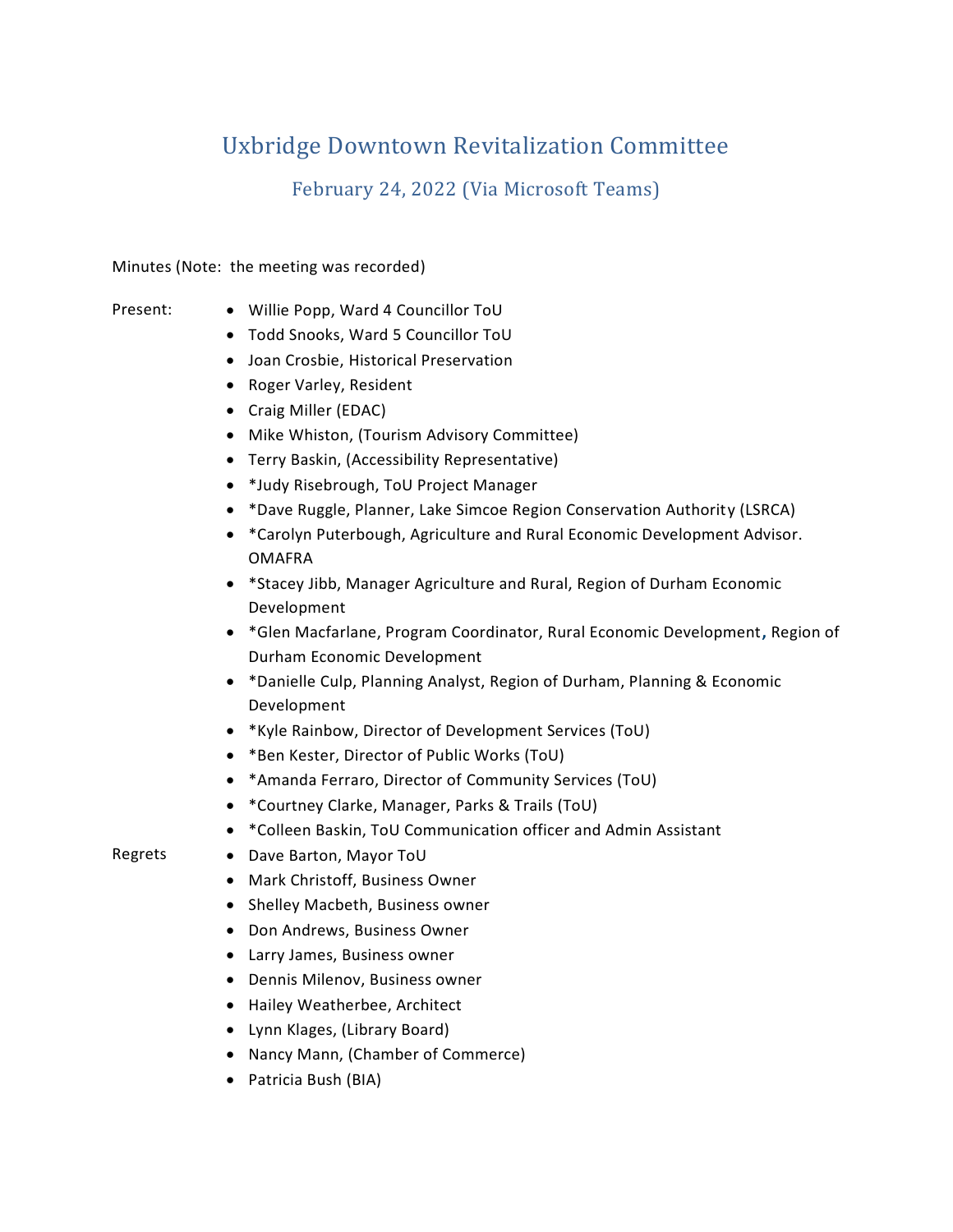# Uxbridge Downtown Revitalization Committee

## February 24, 2022 (Via Microsoft Teams)

Minutes (Note: the meeting was recorded)

Present:

- Willie Popp, Ward 4 Councillor ToU
- Todd Snooks, Ward 5 Councillor ToU
- Joan Crosbie, Historical Preservation
- Roger Varley, Resident
- Craig Miller (EDAC)
- Mike Whiston, (Tourism Advisory Committee)
- Terry Baskin, (Accessibility Representative)
- *Judy Risebrough, ToU Project Manager
- *Dave Ruggle, Planner, Lake Simcoe Region Conservation Authority (LSRCA)
- *Carolyn Puterbough, Agriculture and Rural Economic Development Advisor. OMAFRA
- *Stacey Jibb, Manager Agriculture and Rural, Region of Durham Economic Development
- *Glen Macfarlane, Program Coordinator, Rural Economic Development, Region of Durham Economic Development
- *Danielle Culp, Planning Analyst, Region of Durham, Planning & Economic Development
- *Kyle Rainbow, Director of Development Services (ToU)
- *Ben Kester, Director of Public Works (ToU)
- *Amanda Ferraro, Director of Community Services (ToU)
- *Courtney Clarke, Manager, Parks & Trails (ToU)
- *Colleen Baskin, ToU Communication officer and Admin Assistant

Regrets

- Dave Barton, Mayor ToU
- Mark Christoff, Business Owner
- Shelley Macbeth, Business owner
- Don Andrews, Business Owner
- Larry James, Business owner
- Dennis Milenov, Business owner
- Hailey Weatherbee, Architect
- Lynn Klages, (Library Board)
- Nancy Mann, (Chamber of Commerce)
- Patricia Bush (BIA)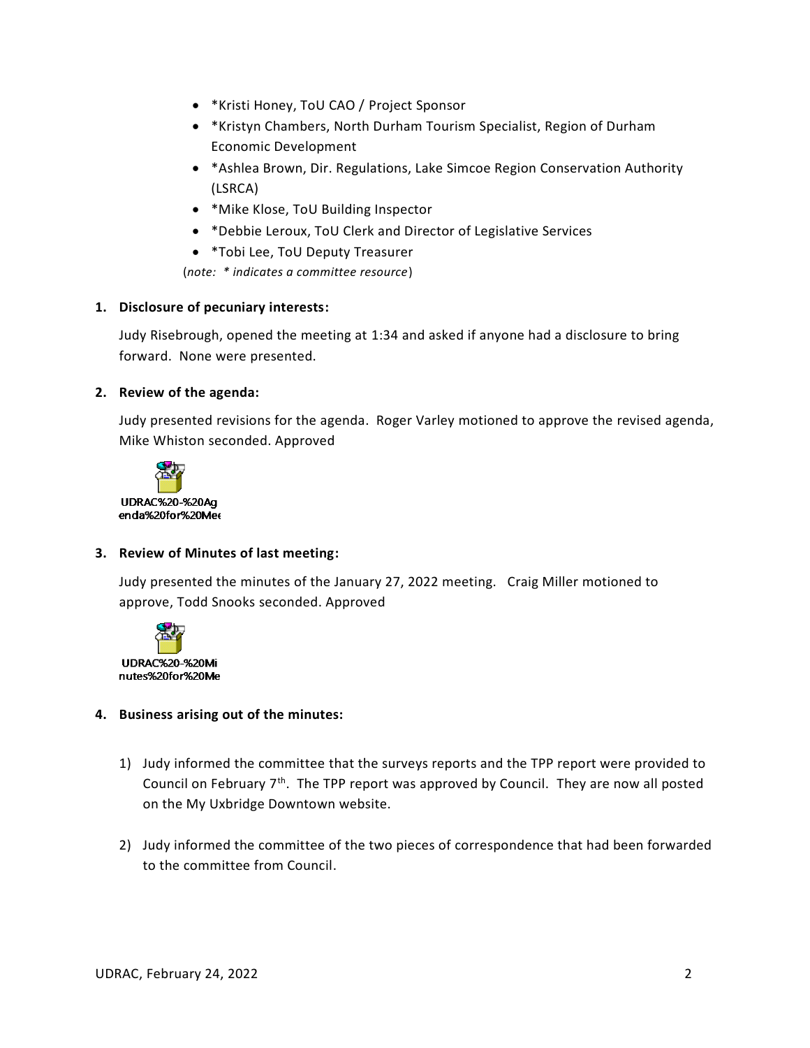- *Kristi Honey, ToU CAO / Project Sponsor
- *Kristyn Chambers, North Durham Tourism Specialist, Region of Durham Economic Development
- *Ashlea Brown, Dir. Regulations, Lake Simcoe Region Conservation Authority (LSRCA)
- *Mike Klose, ToU Building Inspector
- *Debbie Leroux, ToU Clerk and Director of Legislative Services
- *Tobi Lee, ToU Deputy Treasurer

(*note: * indicates a committee resource*)

**1. Disclosure of pecuniary interests:**

Judy Risebrough, opened the meeting at 1:34 and asked if anyone had a disclosure to bring forward. None were presented.

**2. Review of the agenda:**

Judy presented revisions for the agenda. Roger Varley motioned to approve the revised agenda, Mike Whiston seconded. Approved

UDRAC%20-%20Agenda%20for%20Mee

**3. Review of Minutes of last meeting:**

Judy presented the minutes of the January 27, 2022 meeting. Craig Miller motioned to approve, Todd Snooks seconded. Approved

UDRAC%20-%20Minutes%20for%20Me

**4. Business arising out of the minutes:**

1) Judy informed the committee that the surveys reports and the TPP report were provided to Council on February 7th. The TPP report was approved by Council. They are now all posted on the My Uxbridge Downtown website.

2) Judy informed the committee of the two pieces of correspondence that had been forwarded to the committee from Council.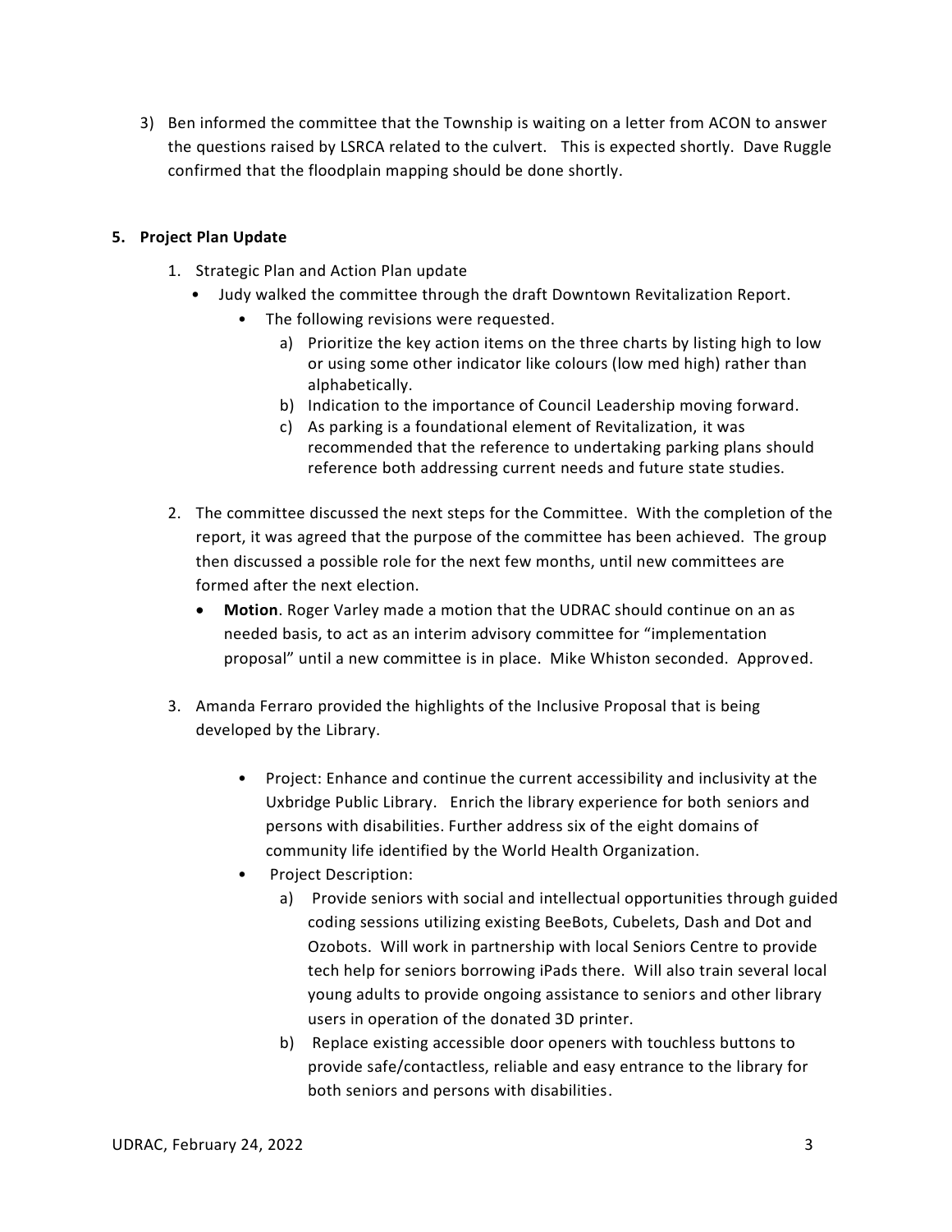3) Ben informed the committee that the Township is waiting on a letter from ACON to answer the questions raised by LSRCA related to the culvert. This is expected shortly. Dave Ruggle confirmed that the floodplain mapping should be done shortly.

**5. Project Plan Update**

1. Strategic Plan and Action Plan update
   - Judy walked the committee through the draft Downtown Revitalization Report.
     - The following revisions were requested.
       a) Prioritize the key action items on the three charts by listing high to low or using some other indicator like colours (low med high) rather than alphabetically.
       b) Indication to the importance of Council Leadership moving forward.
       c) As parking is a foundational element of Revitalization, it was recommended that the reference to undertaking parking plans should reference both addressing current needs and future state studies.

2. The committee discussed the next steps for the Committee. With the completion of the report, it was agreed that the purpose of the committee has been achieved. The group then discussed a possible role for the next few months, until new committees are formed after the next election.
   - **Motion**. Roger Varley made a motion that the UDRAC should continue on an as needed basis, to act as an interim advisory committee for "implementation proposal" until a new committee is in place. Mike Whiston seconded. Approved.

3. Amanda Ferraro provided the highlights of the Inclusive Proposal that is being developed by the Library.
   - Project: Enhance and continue the current accessibility and inclusivity at the Uxbridge Public Library. Enrich the library experience for both seniors and persons with disabilities. Further address six of the eight domains of community life identified by the World Health Organization.
   - Project Description:
     a) Provide seniors with social and intellectual opportunities through guided coding sessions utilizing existing BeeBots, Cubelets, Dash and Dot and Ozobots. Will work in partnership with local Seniors Centre to provide tech help for seniors borrowing iPads there. Will also train several local young adults to provide ongoing assistance to seniors and other library users in operation of the donated 3D printer.
     b) Replace existing accessible door openers with touchless buttons to provide safe/contactless, reliable and easy entrance to the library for both seniors and persons with disabilities.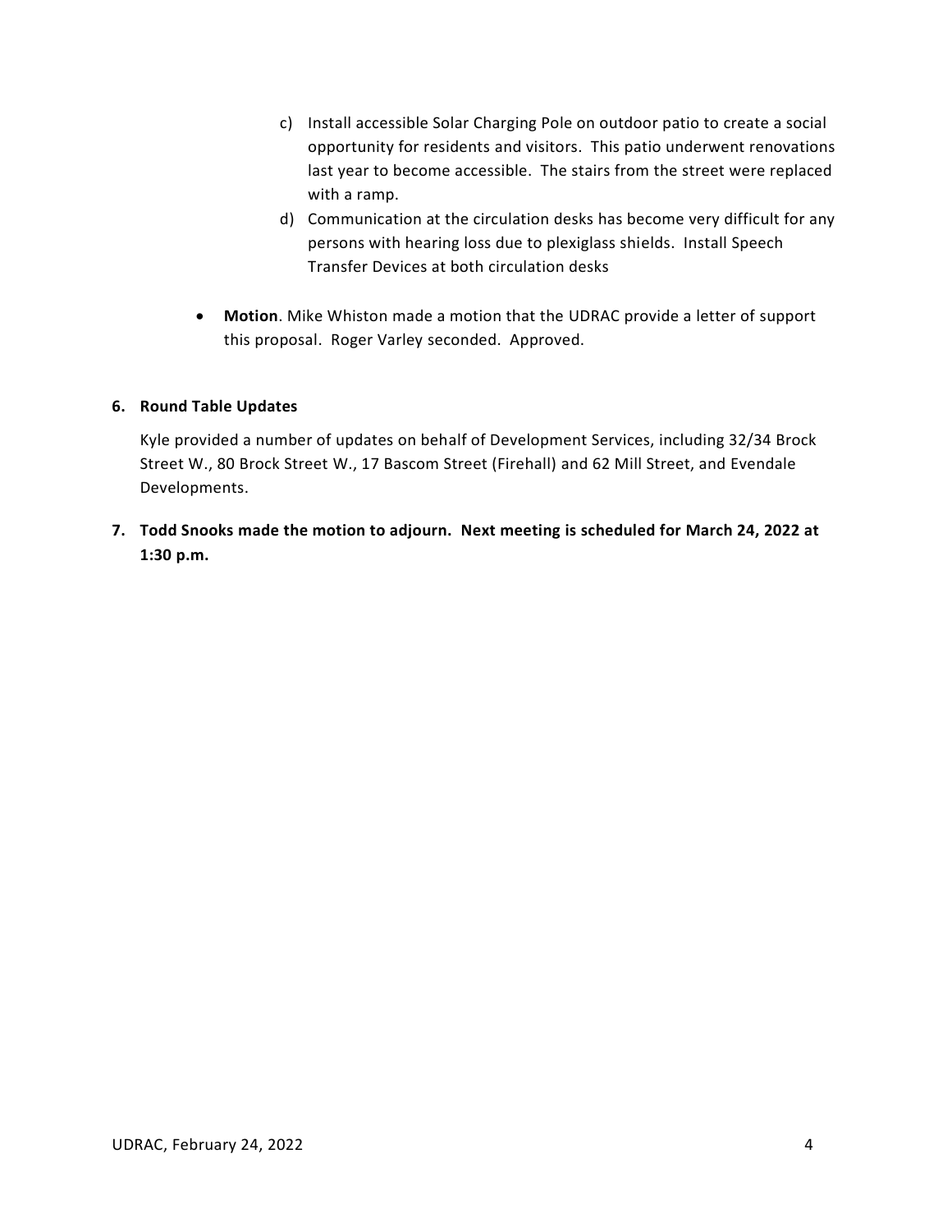c) Install accessible Solar Charging Pole on outdoor patio to create a social opportunity for residents and visitors. This patio underwent renovations last year to become accessible. The stairs from the street were replaced with a ramp.

d) Communication at the circulation desks has become very difficult for any persons with hearing loss due to plexiglass shields. Install Speech Transfer Devices at both circulation desks

- **Motion**. Mike Whiston made a motion that the UDRAC provide a letter of support this proposal. Roger Varley seconded. Approved.

**6. Round Table Updates**

Kyle provided a number of updates on behalf of Development Services, including 32/34 Brock Street W., 80 Brock Street W., 17 Bascom Street (Firehall) and 62 Mill Street, and Evendale Developments.

**7. Todd Snooks made the motion to adjourn. Next meeting is scheduled for March 24, 2022 at 1:30 p.m.**